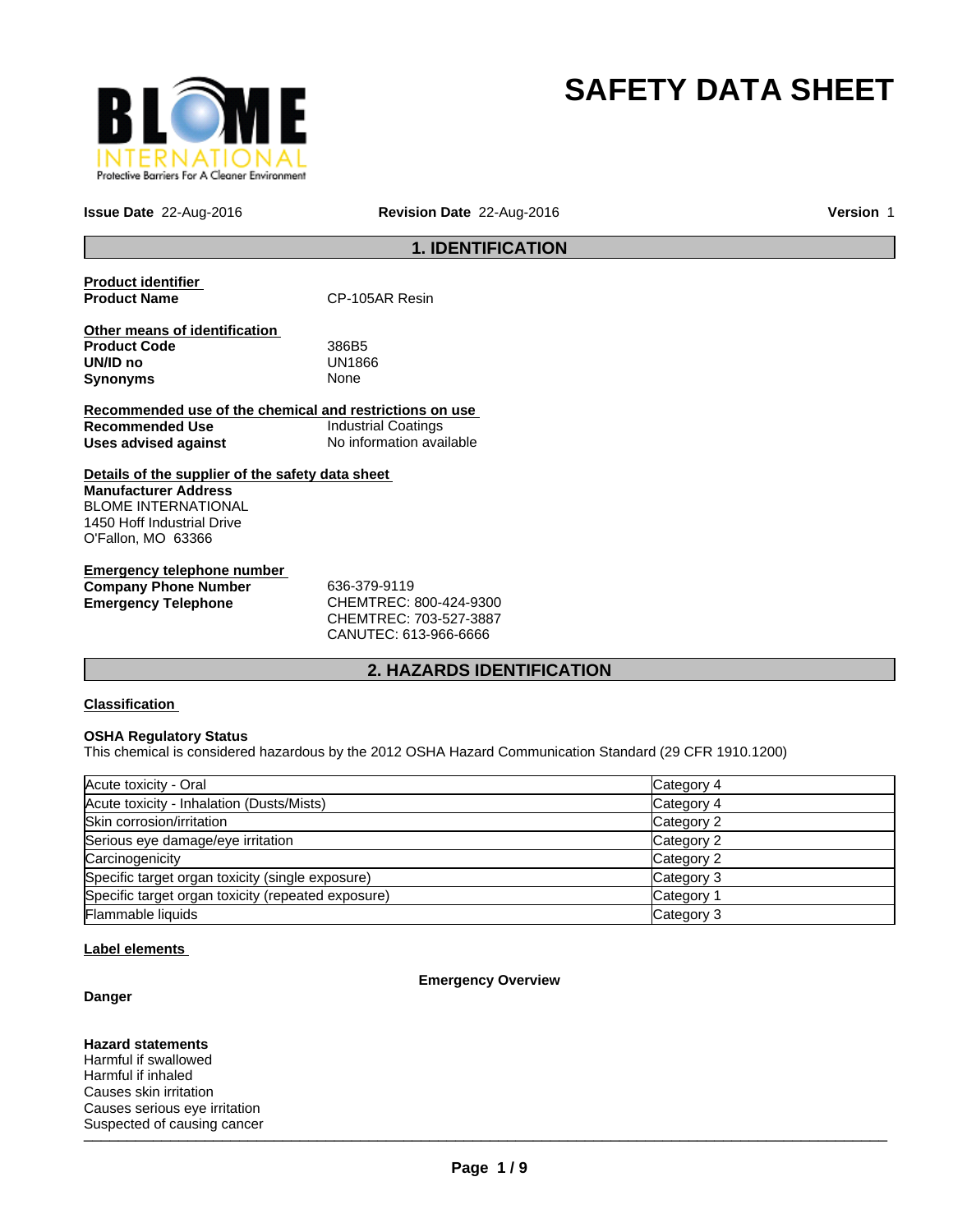# SAFETY DATA SHEET

**Issue Date** 22-Aug-2016 **Revision Date** 22-Aug-2016 **Version** 1

## 1. IDENTIFICATION

**Product identifier**

**Product Name** CP-105AR Resin

**Other means of identification**

**Product Code** 386B5

**UN/ID no** UN1866

**Synonyms** None

**Recommended use of the chemical and restrictions on use**

**Recommended Use** Industrial Coatings

**Uses advised against** No information available

**Details of the supplier of the safety data sheet**

**Manufacturer Address**
BLOME INTERNATIONAL
1450 Hoff Industrial Drive
O'Fallon, MO 63366

**Emergency telephone number**

**Company Phone Number** 636-379-9119

**Emergency Telephone** CHEMTREC: 800-424-9300
CHEMTREC: 703-527-3887
CANUTEC: 613-966-6666

## 2. HAZARDS IDENTIFICATION

**Classification**

**OSHA Regulatory Status**
This chemical is considered hazardous by the 2012 OSHA Hazard Communication Standard (29 CFR 1910.1200)

| | |
|---|---|
| Acute toxicity - Oral | Category 4 |
| Acute toxicity - Inhalation (Dusts/Mists) | Category 4 |
| Skin corrosion/irritation | Category 2 |
| Serious eye damage/eye irritation | Category 2 |
| Carcinogenicity | Category 2 |
| Specific target organ toxicity (single exposure) | Category 3 |
| Specific target organ toxicity (repeated exposure) | Category 1 |
| Flammable liquids | Category 3 |

**Label elements**

**Emergency Overview**

**Danger**

**Hazard statements**
Harmful if swallowed
Harmful if inhaled
Causes skin irritation
Causes serious eye irritation
Suspected of causing cancer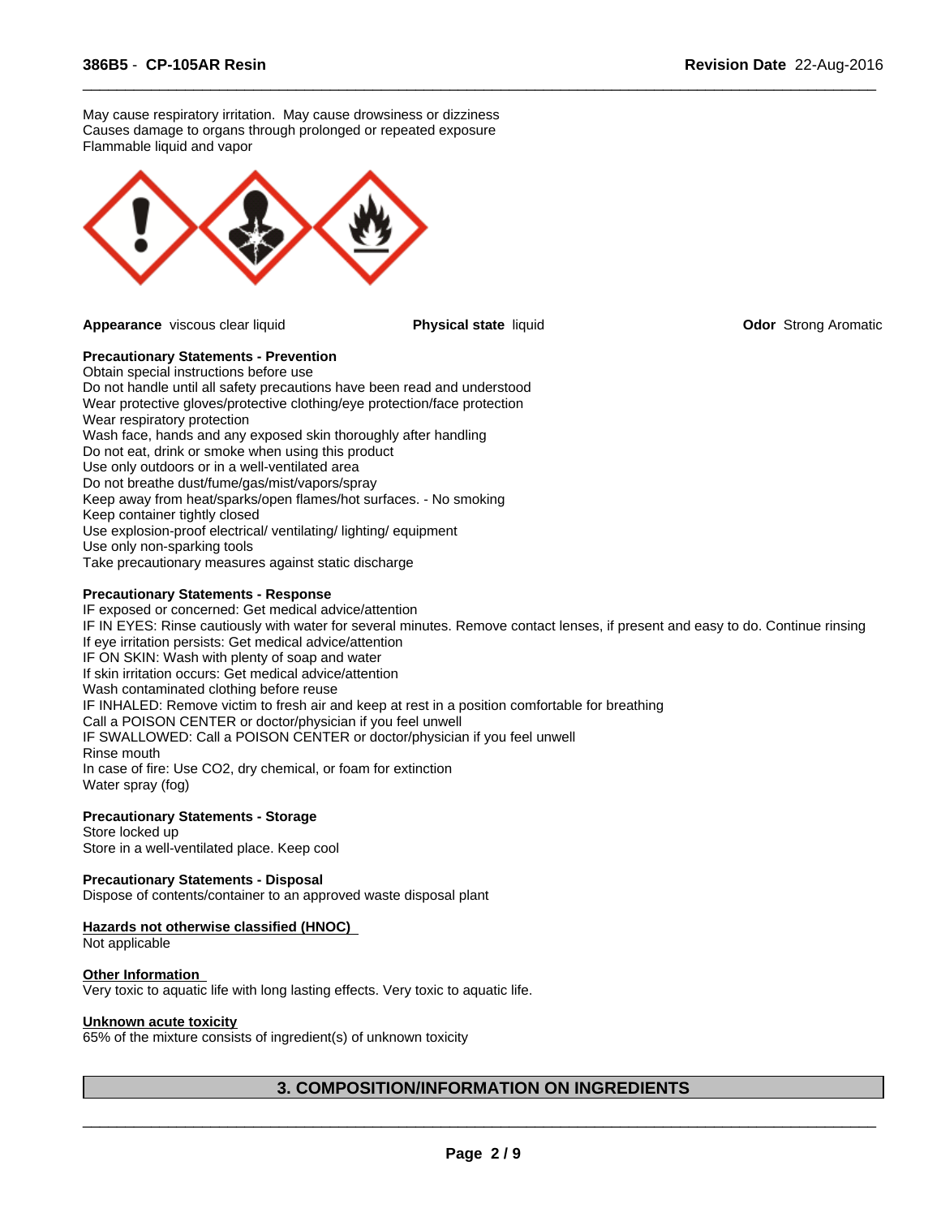May cause respiratory irritation. May cause drowsiness or dizziness
Causes damage to organs through prolonged or repeated exposure
Flammable liquid and vapor

**Appearance** viscous clear liquid **Physical state** liquid **Odor** Strong Aromatic

**Precautionary Statements - Prevention**

Obtain special instructions before use
Do not handle until all safety precautions have been read and understood
Wear protective gloves/protective clothing/eye protection/face protection
Wear respiratory protection
Wash face, hands and any exposed skin thoroughly after handling
Do not eat, drink or smoke when using this product
Use only outdoors or in a well-ventilated area
Do not breathe dust/fume/gas/mist/vapors/spray
Keep away from heat/sparks/open flames/hot surfaces. - No smoking
Keep container tightly closed
Use explosion-proof electrical/ ventilating/ lighting/ equipment
Use only non-sparking tools
Take precautionary measures against static discharge

**Precautionary Statements - Response**

IF exposed or concerned: Get medical advice/attention
IF IN EYES: Rinse cautiously with water for several minutes. Remove contact lenses, if present and easy to do. Continue rinsing
If eye irritation persists: Get medical advice/attention
IF ON SKIN: Wash with plenty of soap and water
If skin irritation occurs: Get medical advice/attention
Wash contaminated clothing before reuse
IF INHALED: Remove victim to fresh air and keep at rest in a position comfortable for breathing
Call a POISON CENTER or doctor/physician if you feel unwell
IF SWALLOWED: Call a POISON CENTER or doctor/physician if you feel unwell
Rinse mouth
In case of fire: Use CO2, dry chemical, or foam for extinction
Water spray (fog)

**Precautionary Statements - Storage**

Store locked up
Store in a well-ventilated place. Keep cool

**Precautionary Statements - Disposal**

Dispose of contents/container to an approved waste disposal plant

**Hazards not otherwise classified (HNOC)**

Not applicable

**Other Information**

Very toxic to aquatic life with long lasting effects. Very toxic to aquatic life.

**Unknown acute toxicity**

65% of the mixture consists of ingredient(s) of unknown toxicity

## 3. COMPOSITION/INFORMATION ON INGREDIENTS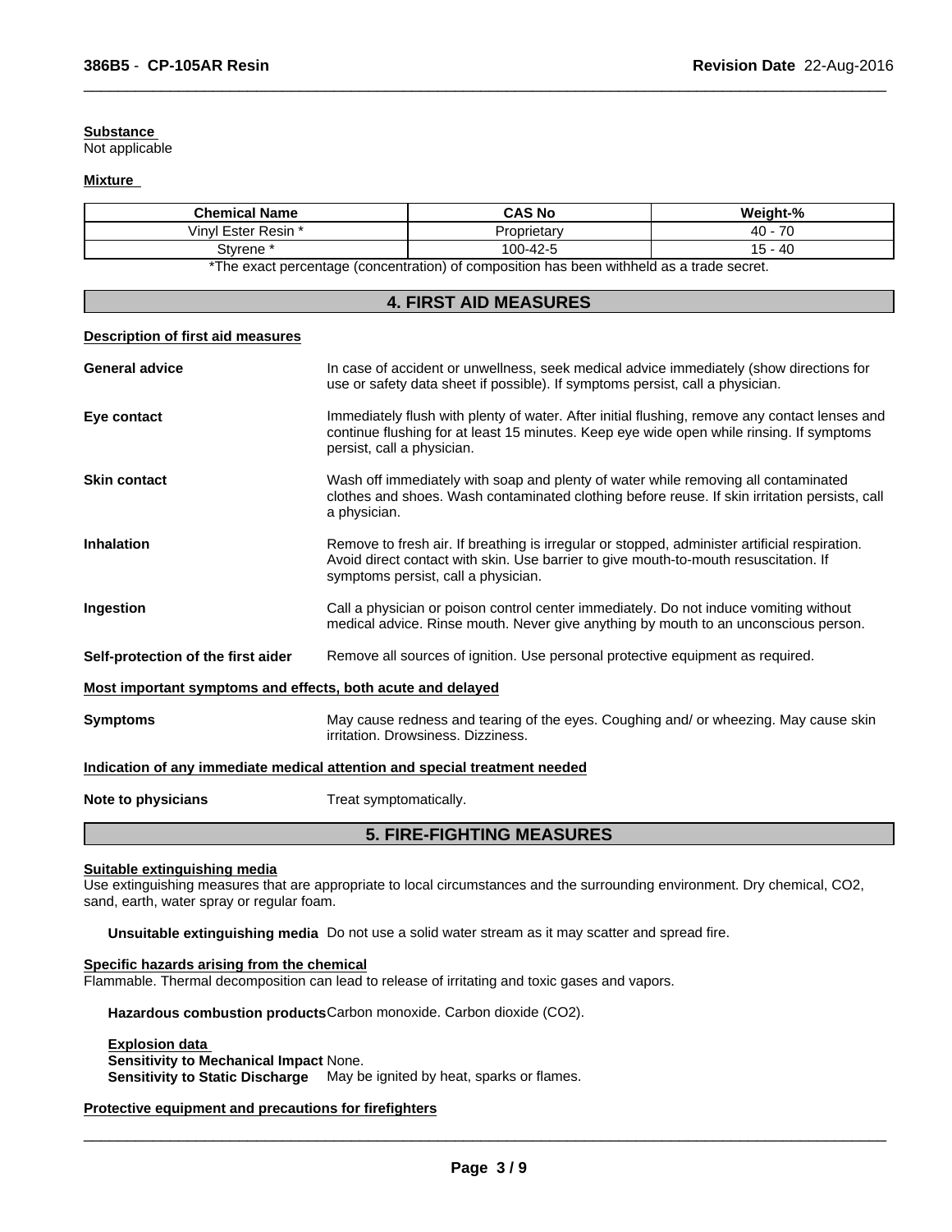**Substance**
Not applicable

**Mixture**

| Chemical Name | CAS No | Weight-% |
|---|---|---|
| Vinyl Ester Resin * | Proprietary | 40 - 70 |
| Styrene * | 100-42-5 | 15 - 40 |

*The exact percentage (concentration) of composition has been withheld as a trade secret.

## 4. FIRST AID MEASURES

**Description of first aid measures**

**General advice** In case of accident or unwellness, seek medical advice immediately (show directions for use or safety data sheet if possible). If symptoms persist, call a physician.

**Eye contact** Immediately flush with plenty of water. After initial flushing, remove any contact lenses and continue flushing for at least 15 minutes. Keep eye wide open while rinsing. If symptoms persist, call a physician.

**Skin contact** Wash off immediately with soap and plenty of water while removing all contaminated clothes and shoes. Wash contaminated clothing before reuse. If skin irritation persists, call a physician.

**Inhalation** Remove to fresh air. If breathing is irregular or stopped, administer artificial respiration. Avoid direct contact with skin. Use barrier to give mouth-to-mouth resuscitation. If symptoms persist, call a physician.

**Ingestion** Call a physician or poison control center immediately. Do not induce vomiting without medical advice. Rinse mouth. Never give anything by mouth to an unconscious person.

**Self-protection of the first aider** Remove all sources of ignition. Use personal protective equipment as required.

**Most important symptoms and effects, both acute and delayed**

**Symptoms** May cause redness and tearing of the eyes. Coughing and/ or wheezing. May cause skin irritation. Drowsiness. Dizziness.

**Indication of any immediate medical attention and special treatment needed**

**Note to physicians** Treat symptomatically.

## 5. FIRE-FIGHTING MEASURES

**Suitable extinguishing media**
Use extinguishing measures that are appropriate to local circumstances and the surrounding environment. Dry chemical, $CO_2$, sand, earth, water spray or regular foam.

**Unsuitable extinguishing media** Do not use a solid water stream as it may scatter and spread fire.

**Specific hazards arising from the chemical**
Flammable. Thermal decomposition can lead to release of irritating and toxic gases and vapors.

**Hazardous combustion products** Carbon monoxide. Carbon dioxide ($CO_2$).

**Explosion data**
**Sensitivity to Mechanical Impact** None.
**Sensitivity to Static Discharge** May be ignited by heat, sparks or flames.

**Protective equipment and precautions for firefighters**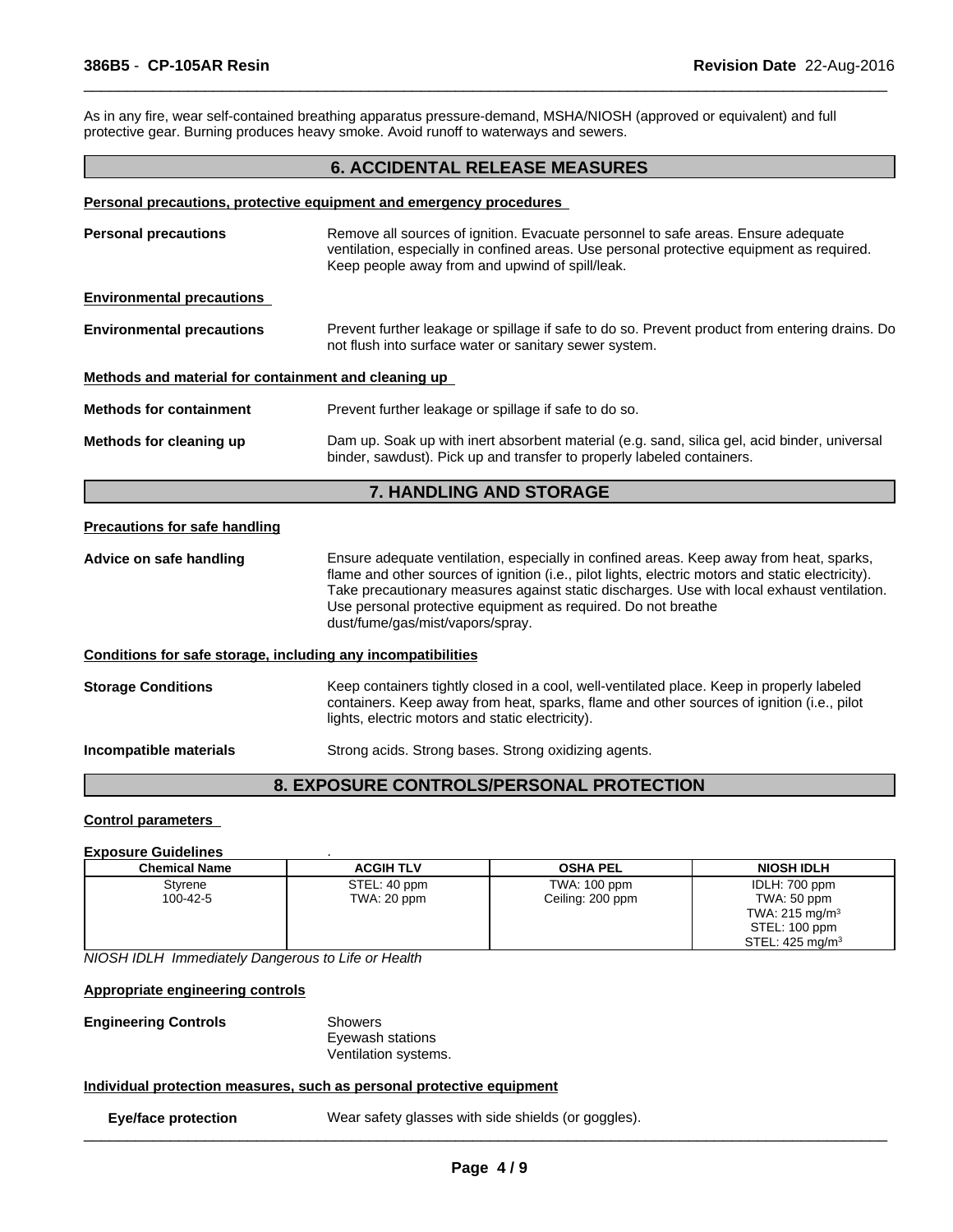As in any fire, wear self-contained breathing apparatus pressure-demand, MSHA/NIOSH (approved or equivalent) and full protective gear. Burning produces heavy smoke. Avoid runoff to waterways and sewers.

## 6. ACCIDENTAL RELEASE MEASURES

**Personal precautions, protective equipment and emergency procedures**

**Personal precautions** Remove all sources of ignition. Evacuate personnel to safe areas. Ensure adequate ventilation, especially in confined areas. Use personal protective equipment as required. Keep people away from and upwind of spill/leak.

**Environmental precautions**

**Environmental precautions** Prevent further leakage or spillage if safe to do so. Prevent product from entering drains. Do not flush into surface water or sanitary sewer system.

**Methods and material for containment and cleaning up**

**Methods for containment** Prevent further leakage or spillage if safe to do so.

**Methods for cleaning up** Dam up. Soak up with inert absorbent material (e.g. sand, silica gel, acid binder, universal binder, sawdust). Pick up and transfer to properly labeled containers.

## 7. HANDLING AND STORAGE

**Precautions for safe handling**

**Advice on safe handling** Ensure adequate ventilation, especially in confined areas. Keep away from heat, sparks, flame and other sources of ignition (i.e., pilot lights, electric motors and static electricity). Take precautionary measures against static discharges. Use with local exhaust ventilation. Use personal protective equipment as required. Do not breathe dust/fume/gas/mist/vapors/spray.

**Conditions for safe storage, including any incompatibilities**

**Storage Conditions** Keep containers tightly closed in a cool, well-ventilated place. Keep in properly labeled containers. Keep away from heat, sparks, flame and other sources of ignition (i.e., pilot lights, electric motors and static electricity).

**Incompatible materials** Strong acids. Strong bases. Strong oxidizing agents.

## 8. EXPOSURE CONTROLS/PERSONAL PROTECTION

**Control parameters**

**Exposure Guidelines** .

| Chemical Name | ACGIH TLV | OSHA PEL | NIOSH IDLH |
|---|---|---|---|
| Styrene<br>100-42-5 | STEL: 40 ppm<br>TWA: 20 ppm | TWA: 100 ppm<br>Ceiling: 200 ppm | IDLH: 700 ppm<br>TWA: 50 ppm<br>TWA: 215 mg/m³<br>STEL: 100 ppm<br>STEL: 425 mg/m³ |

*NIOSH IDLH Immediately Dangerous to Life or Health*

**Appropriate engineering controls**

**Engineering Controls** Showers
Eyewash stations
Ventilation systems.

**Individual protection measures, such as personal protective equipment**

**Eye/face protection** Wear safety glasses with side shields (or goggles).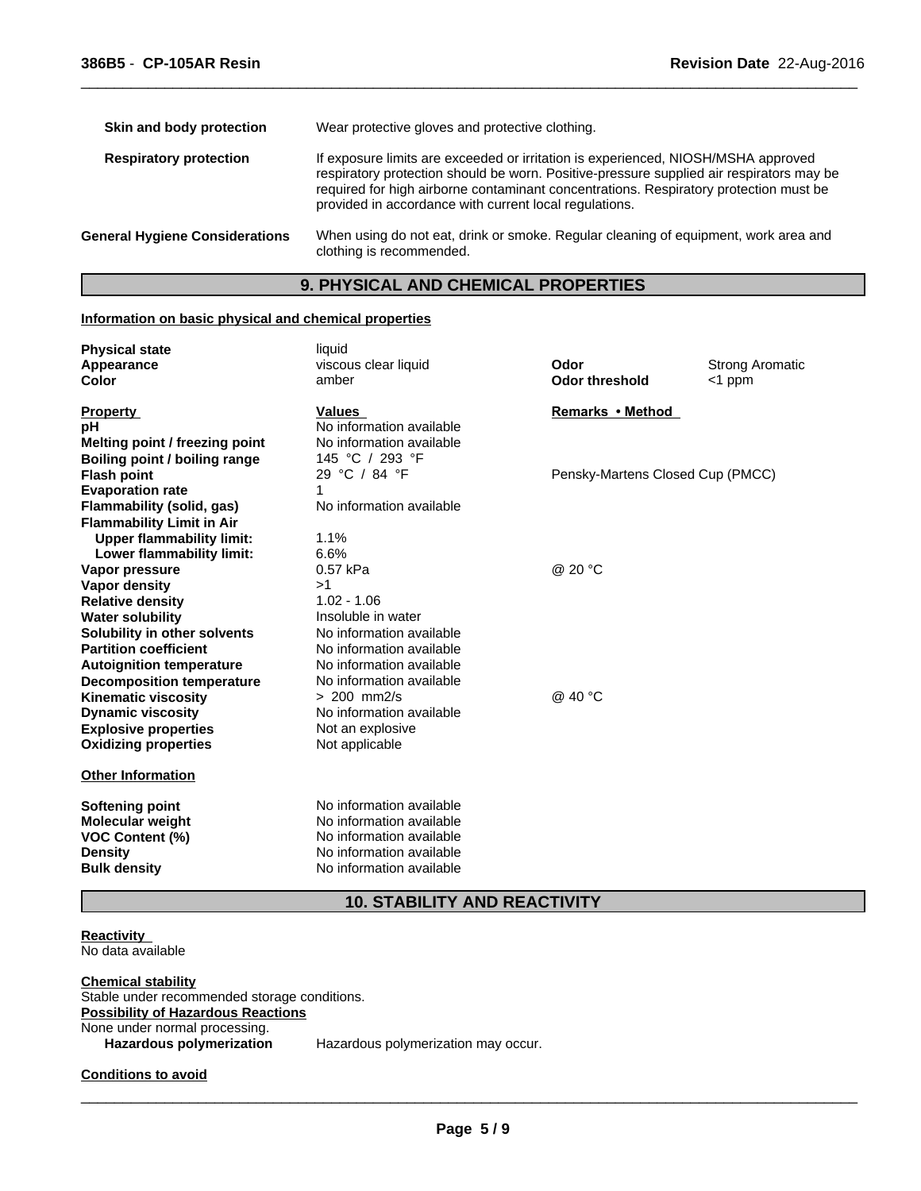| | |
|---|---|
| **Skin and body protection** | Wear protective gloves and protective clothing. |
| **Respiratory protection** | If exposure limits are exceeded or irritation is experienced, NIOSH/MSHA approved respiratory protection should be worn. Positive-pressure supplied air respirators may be required for high airborne contaminant concentrations. Respiratory protection must be provided in accordance with current local regulations. |
| **General Hygiene Considerations** | When using do not eat, drink or smoke. Regular cleaning of equipment, work area and clothing is recommended. |

## 9. PHYSICAL AND CHEMICAL PROPERTIES

**Information on basic physical and chemical properties**

| | | | |
|---|---|---|---|
| **Physical state** | liquid | | |
| **Appearance** | viscous clear liquid | **Odor** | Strong Aromatic |
| **Color** | amber | **Odor threshold** | <1 ppm |

| **Property** | **Values** | **Remarks • Method** |
|---|---|---|
| **pH** | No information available | |
| **Melting point / freezing point** | No information available | |
| **Boiling point / boiling range** | 145 °C / 293 °F | |
| **Flash point** | 29 °C / 84 °F | Pensky-Martens Closed Cup (PMCC) |
| **Evaporation rate** | 1 | |
| **Flammability (solid, gas)** | No information available | |
| **Flammability Limit in Air** | | |
| **Upper flammability limit:** | 1.1% | |
| **Lower flammability limit:** | 6.6% | |
| **Vapor pressure** | 0.57 kPa | @ 20 °C |
| **Vapor density** | >1 | |
| **Relative density** | 1.02 - 1.06 | |
| **Water solubility** | Insoluble in water | |
| **Solubility in other solvents** | No information available | |
| **Partition coefficient** | No information available | |
| **Autoignition temperature** | No information available | |
| **Decomposition temperature** | No information available | |
| **Kinematic viscosity** | > 200 mm2/s | @ 40 °C |
| **Dynamic viscosity** | No information available | |
| **Explosive properties** | Not an explosive | |
| **Oxidizing properties** | Not applicable | |

**Other Information**

| | |
|---|---|
| **Softening point** | No information available |
| **Molecular weight** | No information available |
| **VOC Content (%)** | No information available |
| **Density** | No information available |
| **Bulk density** | No information available |

## 10. STABILITY AND REACTIVITY

**Reactivity**
No data available

**Chemical stability**
Stable under recommended storage conditions.

**Possibility of Hazardous Reactions**
None under normal processing.

**Hazardous polymerization** Hazardous polymerization may occur.

**Conditions to avoid**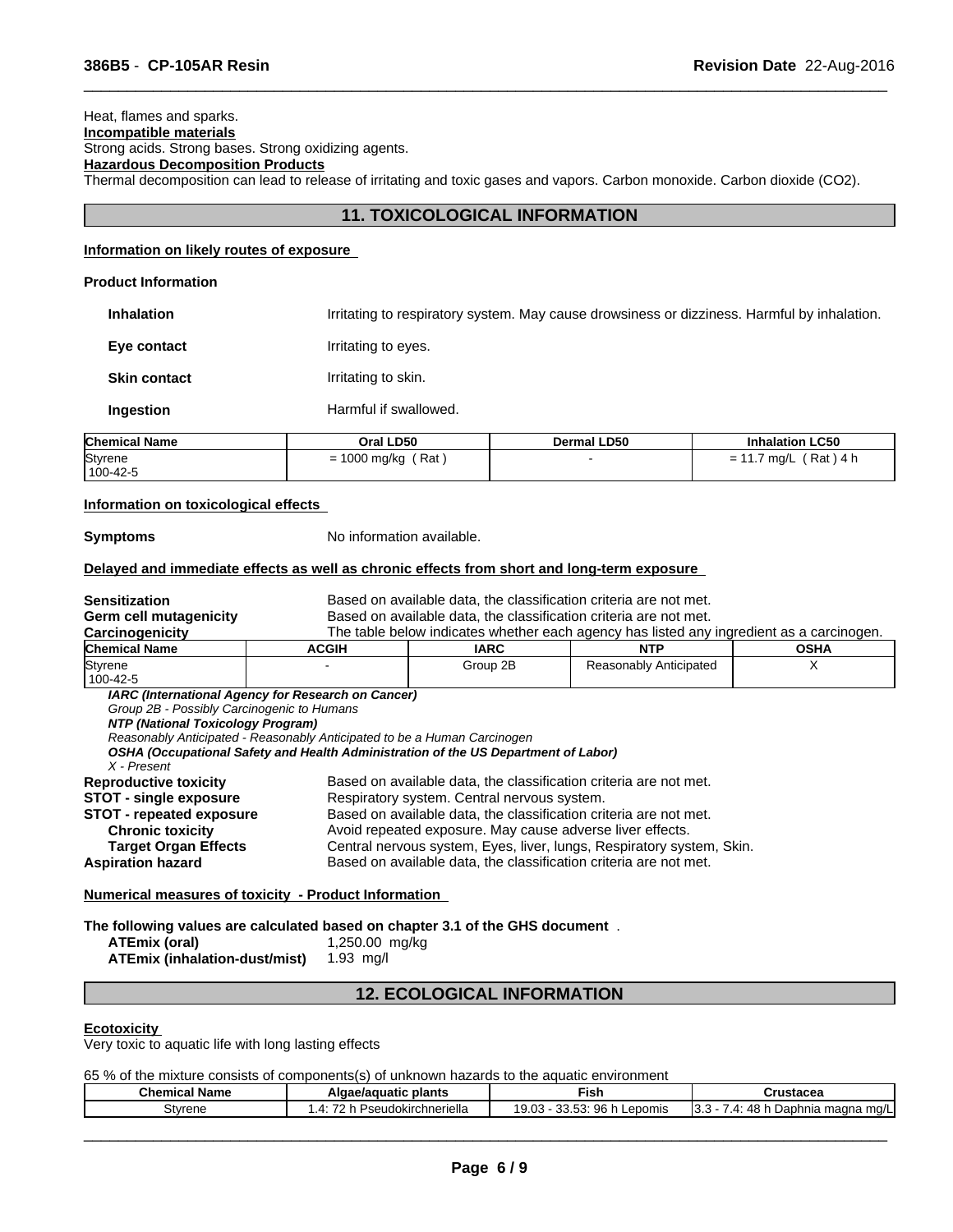Heat, flames and sparks.

**Incompatible materials**

Strong acids. Strong bases. Strong oxidizing agents.

**Hazardous Decomposition Products**

Thermal decomposition can lead to release of irritating and toxic gases and vapors. Carbon monoxide. Carbon dioxide ($CO_2$).

## 11. TOXICOLOGICAL INFORMATION

**Information on likely routes of exposure**

**Product Information**

**Inhalation** Irritating to respiratory system. May cause drowsiness or dizziness. Harmful by inhalation.

**Eye contact** Irritating to eyes.

**Skin contact** Irritating to skin.

**Ingestion** Harmful if swallowed.

| Chemical Name | Oral LD50 | Dermal LD50 | Inhalation LC50 |
|---|---|---|---|
| Styrene 100-42-5 | = 1000 mg/kg ( Rat ) | - | = 11.7 mg/L ( Rat ) 4 h |

**Information on toxicological effects**

**Symptoms** No information available.

**Delayed and immediate effects as well as chronic effects from short and long-term exposure**

**Sensitization** Based on available data, the classification criteria are not met.

**Germ cell mutagenicity** Based on available data, the classification criteria are not met.

**Carcinogenicity** The table below indicates whether each agency has listed any ingredient as a carcinogen.

| Chemical Name | ACGIH | IARC | NTP | OSHA |
|---|---|---|---|---|
| Styrene 100-42-5 | - | Group 2B | Reasonably Anticipated | X |

***IARC (International Agency for Research on Cancer)***
*Group 2B - Possibly Carcinogenic to Humans*
***NTP (National Toxicology Program)***
*Reasonably Anticipated - Reasonably Anticipated to be a Human Carcinogen*
***OSHA (Occupational Safety and Health Administration of the US Department of Labor)***
*X - Present*

**Reproductive toxicity** Based on available data, the classification criteria are not met.

**STOT - single exposure** Respiratory system. Central nervous system.

**STOT - repeated exposure** Based on available data, the classification criteria are not met.

**Chronic toxicity** Avoid repeated exposure. May cause adverse liver effects.

**Target Organ Effects** Central nervous system, Eyes, liver, lungs, Respiratory system, Skin.

**Aspiration hazard** Based on available data, the classification criteria are not met.

**Numerical measures of toxicity - Product Information**

**The following values are calculated based on chapter 3.1 of the GHS document** .

**ATEmix (oral)** 1,250.00 mg/kg

**ATEmix (inhalation-dust/mist)** 1.93 mg/l

## 12. ECOLOGICAL INFORMATION

**Ecotoxicity**

Very toxic to aquatic life with long lasting effects

65 % of the mixture consists of components(s) of unknown hazards to the aquatic environment

| Chemical Name | Algae/aquatic plants | Fish | Crustacea |
|---|---|---|---|
| Styrene | 1.4: 72 h Pseudokirchneriella | 19.03 - 33.53: 96 h Lepomis | 3.3 - 7.4: 48 h Daphnia magna mg/L |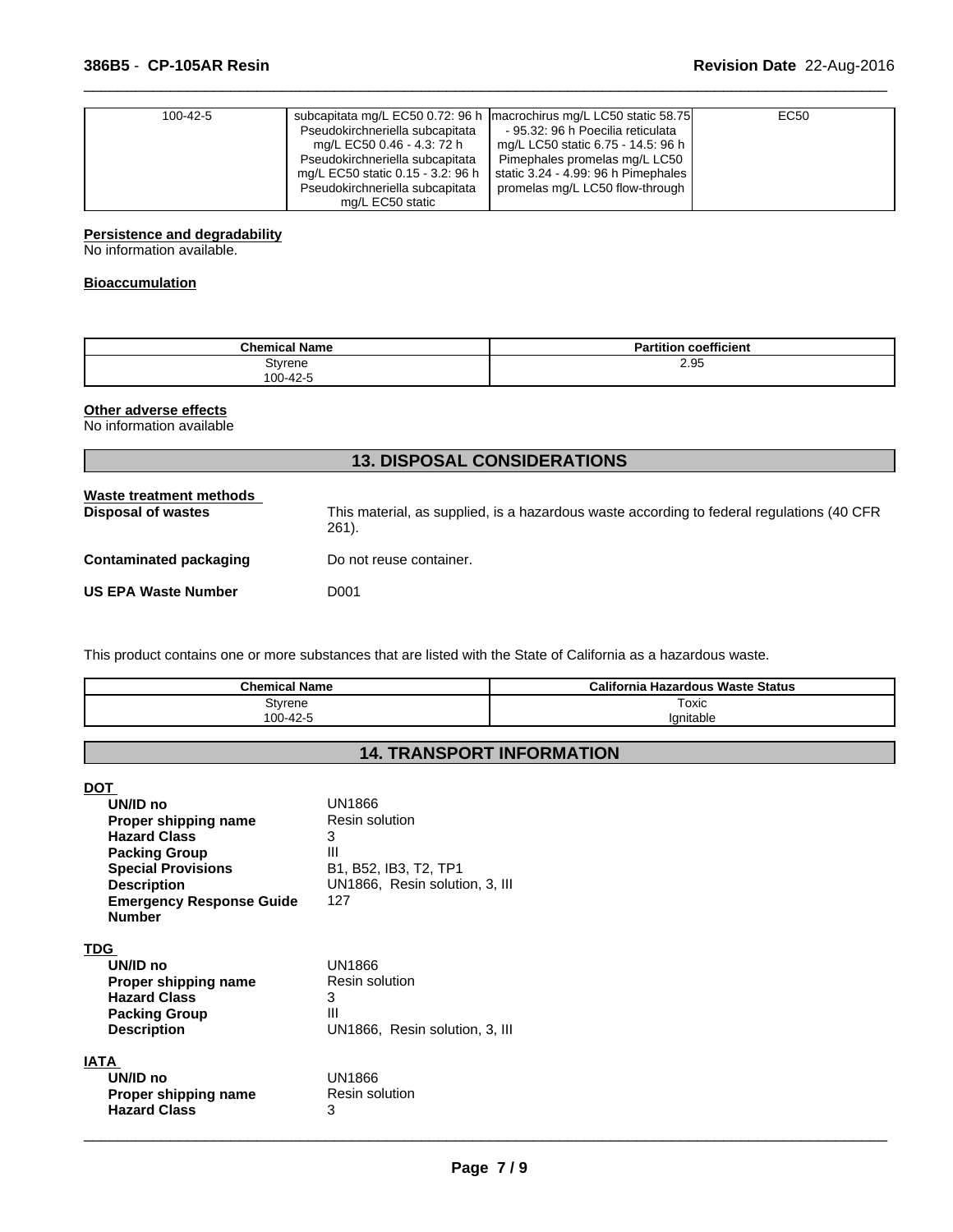| 100-42-5 | subcapitata mg/L EC50 0.72: 96 h Pseudokirchneriella subcapitata mg/L EC50 0.46 - 4.3: 72 h Pseudokirchneriella subcapitata mg/L EC50 static 0.15 - 3.2: 96 h Pseudokirchneriella subcapitata mg/L EC50 static | macrochirus mg/L LC50 static 58.75 - 95.32: 96 h Poecilia reticulata mg/L LC50 static 6.75 - 14.5: 96 h Pimephales promelas mg/L LC50 static 3.24 - 4.99: 96 h Pimephales promelas mg/L LC50 flow-through | EC50 |
|---|---|---|---|

**Persistence and degradability**

No information available.

**Bioaccumulation**

| Chemical Name | Partition coefficient |
|---|---|
| Styrene<br>100-42-5 | 2.95 |

**Other adverse effects**

No information available

## 13. DISPOSAL CONSIDERATIONS

**Waste treatment methods**

**Disposal of wastes** This material, as supplied, is a hazardous waste according to federal regulations (40 CFR 261).

**Contaminated packaging** Do not reuse container.

**US EPA Waste Number** D001

This product contains one or more substances that are listed with the State of California as a hazardous waste.

| Chemical Name | California Hazardous Waste Status |
|---|---|
| Styrene<br>100-42-5 | Toxic<br>Ignitable |

## 14. TRANSPORT INFORMATION

**DOT**

**UN/ID no** UN1866
**Proper shipping name** Resin solution
**Hazard Class** 3
**Packing Group** III
**Special Provisions** B1, B52, IB3, T2, TP1
**Description** UN1866, Resin solution, 3, III
**Emergency Response Guide Number** 127

**TDG**

**UN/ID no** UN1866
**Proper shipping name** Resin solution
**Hazard Class** 3
**Packing Group** III
**Description** UN1866, Resin solution, 3, III

**IATA**

**UN/ID no** UN1866
**Proper shipping name** Resin solution
**Hazard Class** 3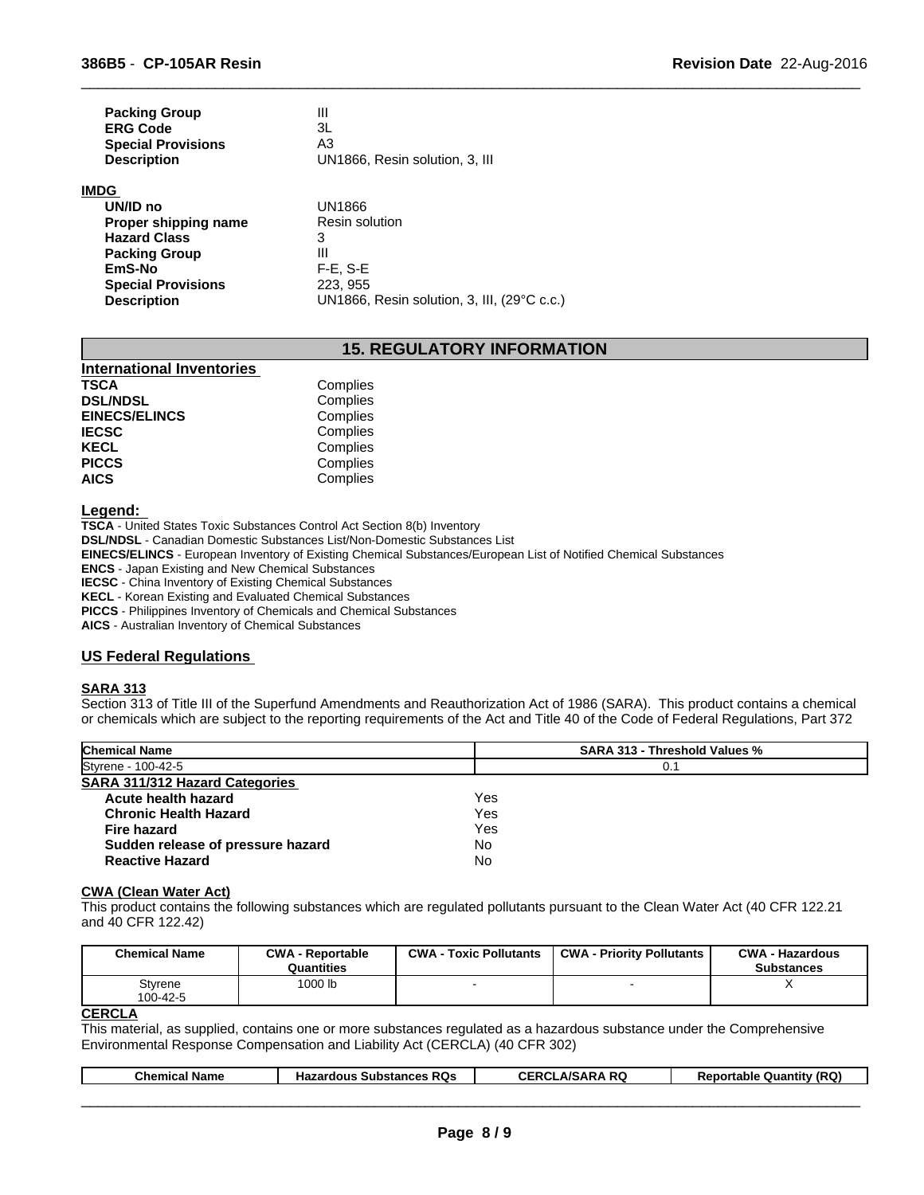**Packing Group** III
**ERG Code** 3L
**Special Provisions** A3
**Description** UN1866, Resin solution, 3, III

**IMDG**

**UN/ID no** UN1866
**Proper shipping name** Resin solution
**Hazard Class** 3
**Packing Group** III
**EmS-No** F-E, S-E
**Special Provisions** 223, 955
**Description** UN1866, Resin solution, 3, III, (29°C c.c.)

## 15. REGULATORY INFORMATION

**International Inventories**

**TSCA** Complies
**DSL/NDSL** Complies
**EINECS/ELINCS** Complies
**IECSC** Complies
**KECL** Complies
**PICCS** Complies
**AICS** Complies

**Legend:**

**TSCA** - United States Toxic Substances Control Act Section 8(b) Inventory
**DSL/NDSL** - Canadian Domestic Substances List/Non-Domestic Substances List
**EINECS/ELINCS** - European Inventory of Existing Chemical Substances/European List of Notified Chemical Substances
**ENCS** - Japan Existing and New Chemical Substances
**IECSC** - China Inventory of Existing Chemical Substances
**KECL** - Korean Existing and Evaluated Chemical Substances
**PICCS** - Philippines Inventory of Chemicals and Chemical Substances
**AICS** - Australian Inventory of Chemical Substances

### US Federal Regulations

**SARA 313**

Section 313 of Title III of the Superfund Amendments and Reauthorization Act of 1986 (SARA). This product contains a chemical or chemicals which are subject to the reporting requirements of the Act and Title 40 of the Code of Federal Regulations, Part 372

| Chemical Name | SARA 313 - Threshold Values % |
|---|---|
| Styrene - 100-42-5 | 0.1 |

**SARA 311/312 Hazard Categories**

**Acute health hazard** Yes
**Chronic Health Hazard** Yes
**Fire hazard** Yes
**Sudden release of pressure hazard** No
**Reactive Hazard** No

**CWA (Clean Water Act)**

This product contains the following substances which are regulated pollutants pursuant to the Clean Water Act (40 CFR 122.21 and 40 CFR 122.42)

| Chemical Name | CWA - Reportable Quantities | CWA - Toxic Pollutants | CWA - Priority Pollutants | CWA - Hazardous Substances |
|---|---|---|---|---|
| Styrene 100-42-5 | 1000 lb | - | - | X |

**CERCLA**

This material, as supplied, contains one or more substances regulated as a hazardous substance under the Comprehensive Environmental Response Compensation and Liability Act (CERCLA) (40 CFR 302)

| Chemical Name | Hazardous Substances RQs | CERCLA/SARA RQ | Reportable Quantity (RQ) |
|---|---|---|---|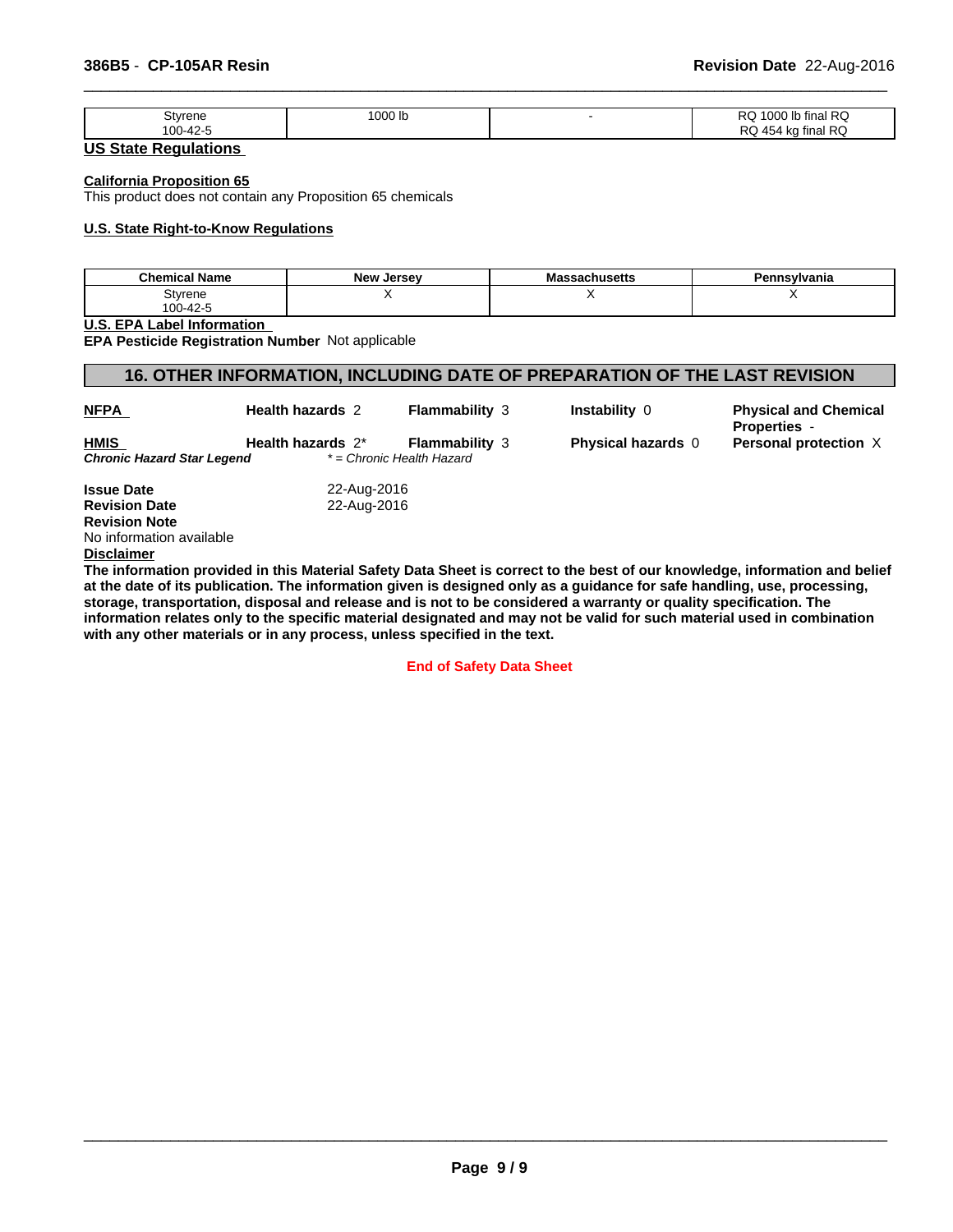| | | | |
|---|---|---|---|
| Styrene<br>100-42-5 | 1000 lb | - | RQ 1000 lb final RQ<br>RQ 454 kg final RQ |

**US State Regulations**

**California Proposition 65**

This product does not contain any Proposition 65 chemicals

**U.S. State Right-to-Know Regulations**

| Chemical Name | New Jersey | Massachusetts | Pennsylvania |
|---|---|---|---|
| Styrene<br>100-42-5 | X | X | X |

**U.S. EPA Label Information**

**EPA Pesticide Registration Number** Not applicable

## 16. OTHER INFORMATION, INCLUDING DATE OF PREPARATION OF THE LAST REVISION

| | | | | |
|---|---|---|---|---|
| **NFPA** | **Health hazards** 2 | **Flammability** 3 | **Instability** 0 | **Physical and Chemical Properties** - |
| **HMIS** | **Health hazards** 2* | **Flammability** 3 | **Physical hazards** 0 | **Personal protection** X |

***Chronic Hazard Star Legend*** *\* = Chronic Health Hazard*

**Issue Date** 22-Aug-2016

**Revision Date** 22-Aug-2016

**Revision Note**

No information available

**Disclaimer**

**The information provided in this Material Safety Data Sheet is correct to the best of our knowledge, information and belief at the date of its publication. The information given is designed only as a guidance for safe handling, use, processing, storage, transportation, disposal and release and is not to be considered a warranty or quality specification. The information relates only to the specific material designated and may not be valid for such material used in combination with any other materials or in any process, unless specified in the text.**

**End of Safety Data Sheet**